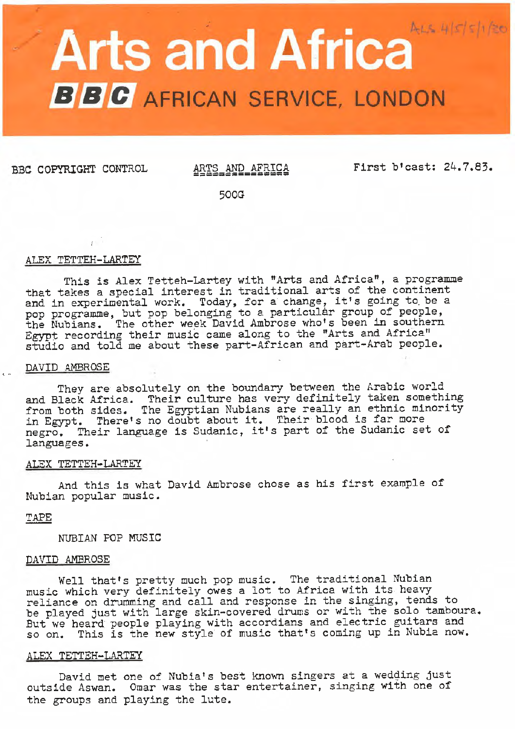# Arts and Africa

## BBC AFRICAN SERVICE, LONDON

ALS 4/5/5/1/20

BBC COPYRIGHT CONTROL

ARTS AND AFRICA

First b'cast: 24.7.83.

500G

ALEX TETTEH-LARTEY

This is Alex Tetteh-Lartey with "Arts and Africa", a programme that takes a special interest in traditional arts of the continent and in experimental work. Today, for a change, it's going to be a pop programme, but pop belonging to a particular group of people, the Nubians. The other week David Ambrose who's been in southern Egypt recording their music came along to the "Arts and Africa" studio and told me about these part-African and part-Arab people.

DAVID AMBROSE

They are absolutely on the boundary between the Arabic world and Black Africa. Their culture has very definitely taken something from both sides. The Egyptian Nubians are really an ethnic minority in Egypt. There's no doubt about it. Their blood is far more negro. Their language is Sudanic, it's part of the Sudanic set of languages.

ALEX TETTEH-LARTEY

And this is what David Ambrose chose as his first example of Nubian popular music.

TAPE

NUBIAN POP MUSIC

DAVID AMBROSE

Well that's pretty much pop music. The traditional Nubian music which very definitely owes a lot to Africa with its heavy reliance on drumming and call and response in the singing, tends to be played just with large skin-covered drums or with the solo tamboura. But we heard people playing with accordians and electric guitars and so on. This is the new style of music that's coming up in Nubia now.

ALEX TETTEH-LARTEY

David met one of Nubia's best known singers at a wedding just outside Aswan. Omar was the star entertainer, singing with one of the groups and playing the lute.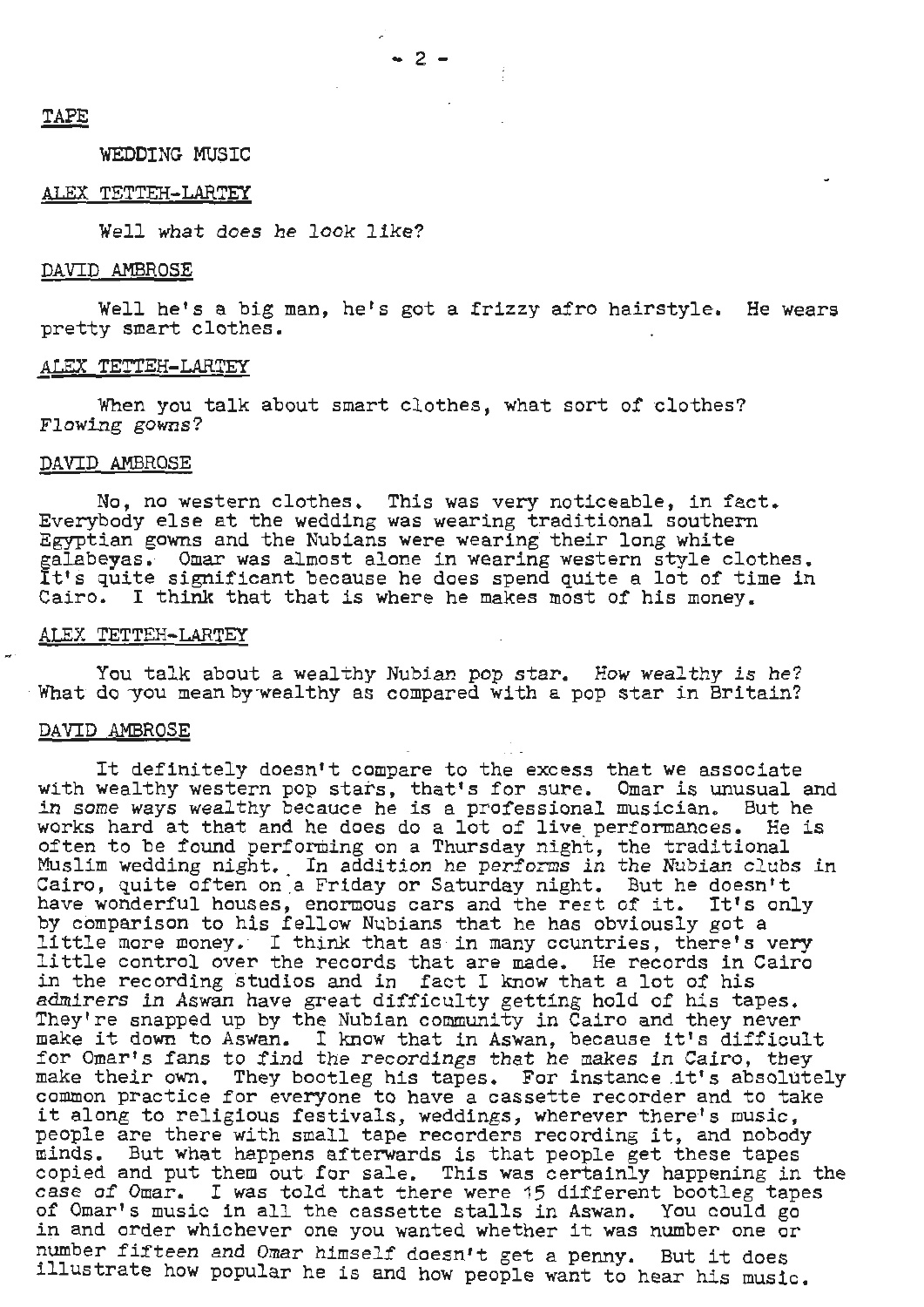TAPE

WEDDING MUSIC

ALEX TETTEH-LARTEY

Well what does he look like?

DAVID AMBROSE

Well he's a big man, he's got a frizzy afro hairstyle. He wears pretty smart clothes.

ALEX TETTEH-LARTEY

When you talk about smart clothes, what sort of clothes? Flowing gowns?

DAVID AMBROSE

No, no western clothes. This was very noticeable, in fact. Everybody else at the wedding was wearing traditional southern Egyptian gowns and the Nubians were wearing their long white galabeyas. Omar was almost alone in wearing western style clothes. It's quite significant because he does spend quite a lot of time in Cairo. I think that that is where he makes most of his money.

ALEX TETTEH-LARTEY

You talk about a wealthy Nubian pop star. How wealthy is he? What do you mean by wealthy as compared with a pop star in Britain?

DAVID AMBROSE

It definitely doesn't compare to the excess that we associate with wealthy western pop stars, that's for sure. Omar is unusual and in some ways wealthy becauce he is a professional musician. But he works hard at that and he does do a lot of live performances. He is often to be found performing on a Thursday night, the traditional Muslim wedding night. In addition he performs in the Nubian clubs in Cairo, quite often on a Friday or Saturday night. But he doesn't have wonderful houses, enormous cars and the rest of it. It's only by comparison to his fellow Nubians that he has obviously got a little more money. I think that as in many countries, there's very little control over the records that are made. He records in Cairo in the recording studios and in fact I know that a lot of his admirers in Aswan have great difficulty getting hold of his tapes. They're snapped up by the Nubian community in Cairo and they never make it down to Aswan. I know that in Aswan, because it's difficult for Omar's fans to find the recordings that he makes in Cairo, they make their own. They bootleg his tapes. For instance it's absolutely common practice for everyone to have a cassette recorder and to take it along to religious festivals, weddings, wherever there's music, people are there with small tape recorders recording it, and nobody minds. But what happens afterwards is that people get these tapes copied and put them out for sale. This was certainly happening in the case of Omar. I was told that there were 15 different bootleg tapes of Omar's music in all the cassette stalls in Aswan. You could go in and order whichever one you wanted whether it was number one or number fifteen and Omar himself doesn't get a penny. But it does illustrate how popular he is and how people want to hear his music.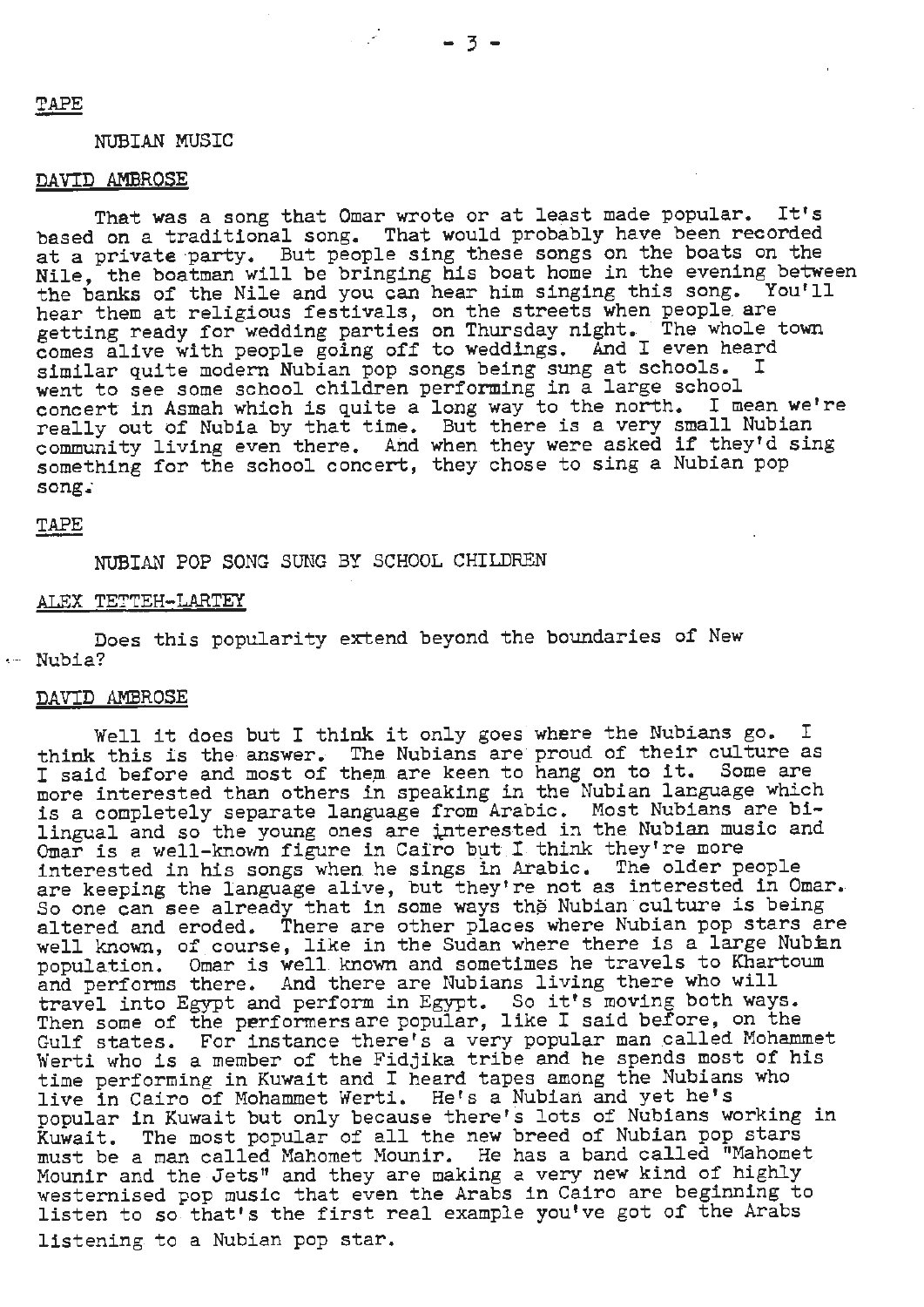TAPE

NUBIAN MUSIC

DAVID AMBROSE

That was a song that Omar wrote or at least made popular. It's based on a traditional song. That would probably have been recorded at a private party. But people sing these songs on the boats on the Nile, the boatman will be bringing his boat home in the evening between the banks of the Nile and you can hear him singing this song. You'll hear them at religious festivals, on the streets when people are getting ready for wedding parties on Thursday night. The whole town comes alive with people going off to weddings. And I even heard similar quite modern Nubian pop songs being sung at schools. I went to see some school children performing in a large school concert in Asmah which is quite a long way to the north. I mean we're really out of Nubia by that time. But there is a very small Nubian community living even there. And when they were asked if they'd sing something for the school concert, they chose to sing a Nubian pop song.

TAPE

NUBIAN POP SONG SUNG BY SCHOOL CHILDREN

ALEX TETTEH-LARTEY

Does this popularity extend beyond the boundaries of New Nubia?

DAVID AMBROSE

Well it does but I think it only goes where the Nubians go. I think this is the answer. The Nubians are proud of their culture as I said before and most of them are keen to hang on to it. Some are more interested than others in speaking in the Nubian language which is a completely separate language from Arabic. Most Nubians are bi-lingual and so the young ones are interested in the Nubian music and Omar is a well-known figure in Cairo but I think they're more interested in his songs when he sings in Arabic. The older people are keeping the language alive, but they're not as interested in Omar. So one can see already that in some ways the Nubian culture is being altered and eroded. There are other places where Nubian pop stars are well known, of course, like in the Sudan where there is a large Nubian population. Omar is well known and sometimes he travels to Khartoum and performs there. And there are Nubians living there who will travel into Egypt and perform in Egypt. So it's moving both ways. Then some of the performers are popular, like I said before, on the Gulf states. For instance there's a very popular man called Mohammet Werti who is a member of the Fidjika tribe and he spends most of his time performing in Kuwait and I heard tapes among the Nubians who live in Cairo of Mohammet Werti. He's a Nubian and yet he's popular in Kuwait but only because there's lots of Nubians working in Kuwait. The most popular of all the new breed of Nubian pop stars must be a man called Mahomet Mounir. He has a band called "Mahomet Mounir and the Jets" and they are making a very new kind of highly westernised pop music that even the Arabs in Cairo are beginning to listen to so that's the first real example you've got of the Arabs listening to a Nubian pop star.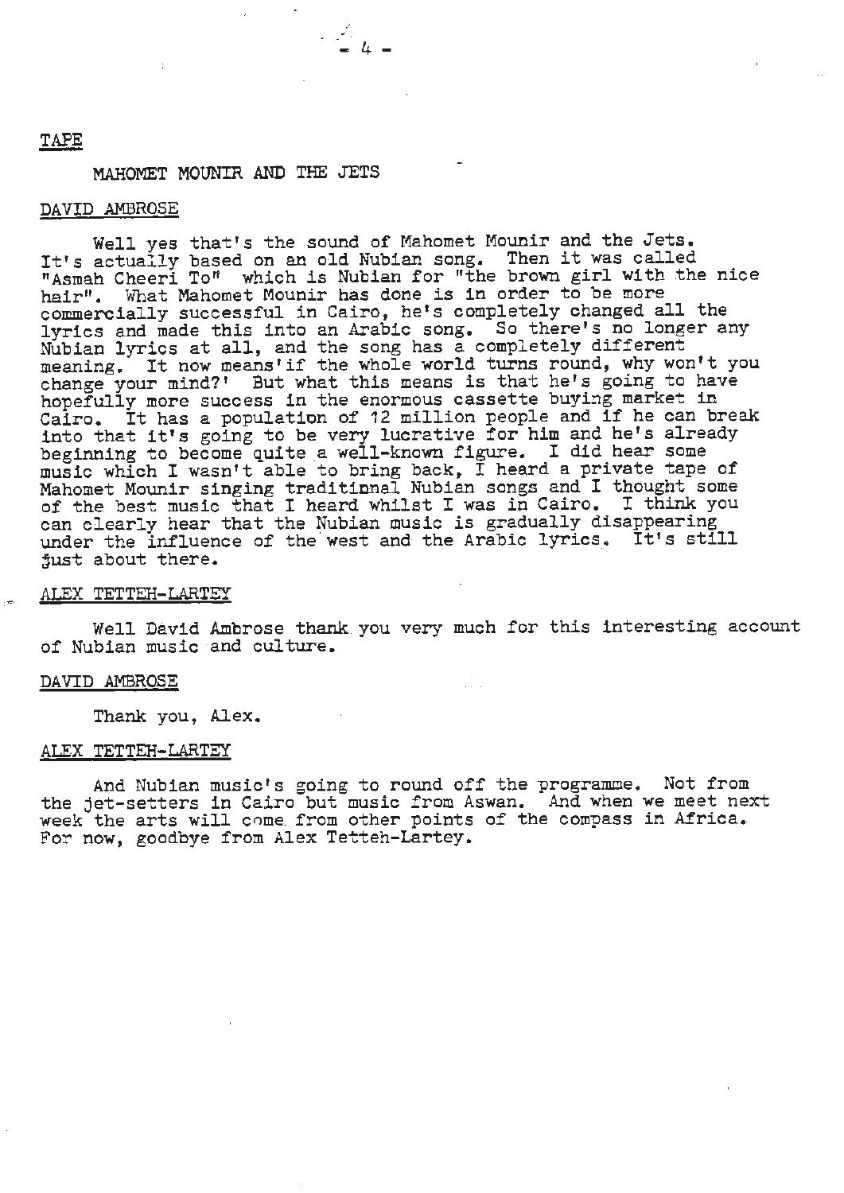TAPE

MAHOMET MOUNIR AND THE JETS

DAVID AMBROSE

Well yes that's the sound of Mahomet Mounir and the Jets. It's actually based on an old Nubian song. Then it was called "Asmah Cheeri To" which is Nubian for "the brown girl with the nice hair". What Mahomet Mounir has done is in order to be more commercially successful in Cairo, he's completely changed all the lyrics and made this into an Arabic song. So there's no longer any Nubian lyrics at all, and the song has a completely different meaning. It now means 'if the whole world turns round, why won't you change your mind?' But what this means is that he's going to have hopefully more success in the enormous cassette buying market in Cairo. It has a population of 12 million people and if he can break into that it's going to be very lucrative for him and he's already beginning to become quite a well-known figure. I did hear some music which I wasn't able to bring back, I heard a private tape of Mahomet Mounir singing traditional Nubian songs and I thought some of the best music that I heard whilst I was in Cairo. I think you can clearly hear that the Nubian music is gradually disappearing under the influence of the west and the Arabic lyrics. It's still just about there.

ALEX TETTEH-LARTEY

Well David Ambrose thank you very much for this interesting account of Nubian music and culture.

DAVID AMBROSE

Thank you, Alex.

ALEX TETTEH-LARTEY

And Nubian music's going to round off the programme. Not from the jet-setters in Cairo but music from Aswan. And when we meet next week the arts will come from other points of the compass in Africa. For now, goodbye from Alex Tetteh-Lartey.